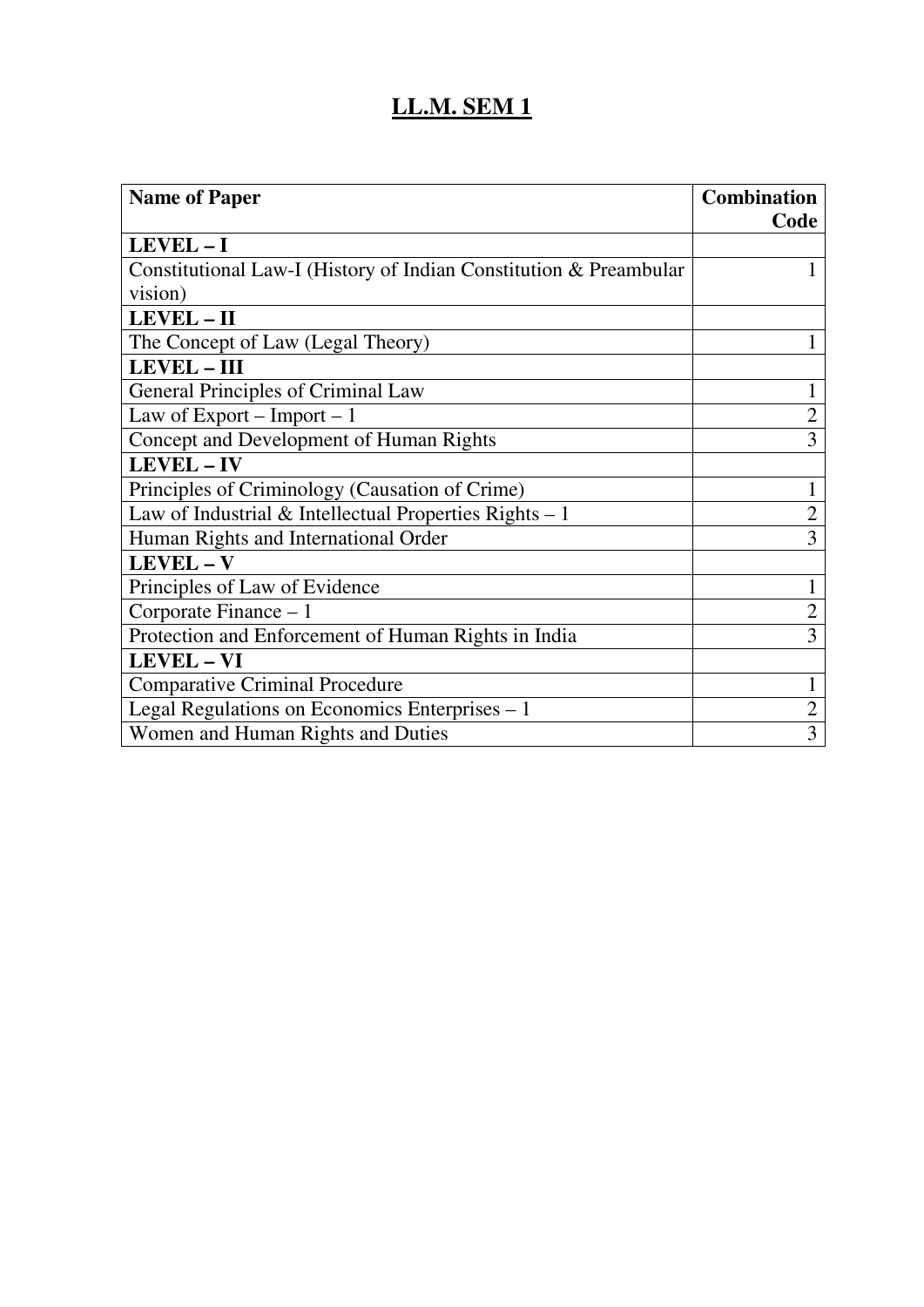# LL.M. SEM 1

| Name of Paper | Combination Code |
|---|---|
| **LEVEL – I** | |
| Constitutional Law-I (History of Indian Constitution & Preambular vision) | 1 |
| **LEVEL – II** | |
| The Concept of Law (Legal Theory) | 1 |
| **LEVEL – III** | |
| General Principles of Criminal Law | 1 |
| Law of Export – Import – 1 | 2 |
| Concept and Development of Human Rights | 3 |
| **LEVEL – IV** | |
| Principles of Criminology (Causation of Crime) | 1 |
| Law of Industrial & Intellectual Properties Rights – 1 | 2 |
| Human Rights and International Order | 3 |
| **LEVEL – V** | |
| Principles of Law of Evidence | 1 |
| Corporate Finance – 1 | 2 |
| Protection and Enforcement of Human Rights in India | 3 |
| **LEVEL – VI** | |
| Comparative Criminal Procedure | 1 |
| Legal Regulations on Economics Enterprises – 1 | 2 |
| Women and Human Rights and Duties | 3 |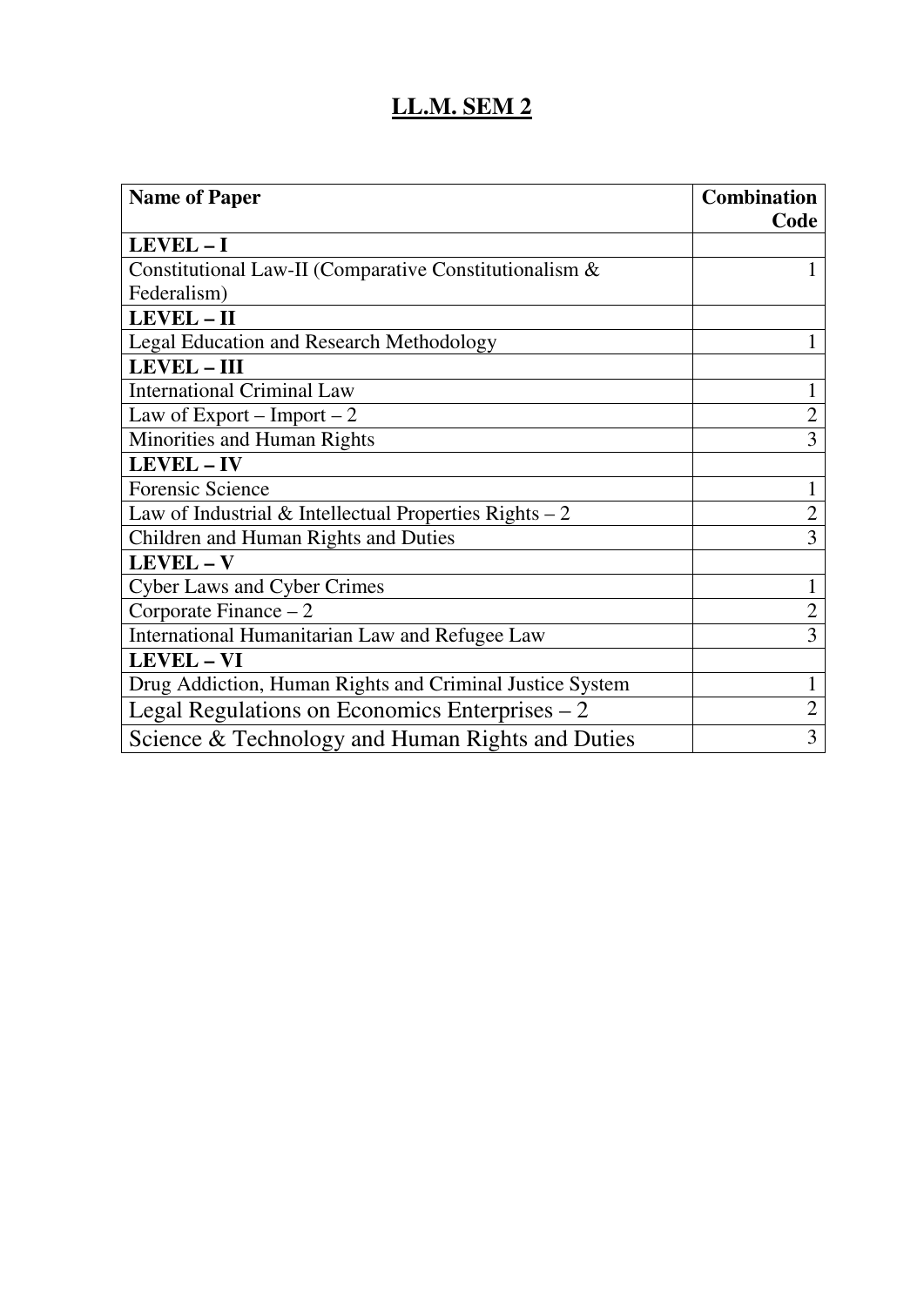# LL.M. SEM 2

| Name of Paper | Combination Code |
|---|---|
| **LEVEL – I** | |
| Constitutional Law-II (Comparative Constitutionalism & Federalism) | 1 |
| **LEVEL – II** | |
| Legal Education and Research Methodology | 1 |
| **LEVEL – III** | |
| International Criminal Law | 1 |
| Law of Export – Import – 2 | 2 |
| Minorities and Human Rights | 3 |
| **LEVEL – IV** | |
| Forensic Science | 1 |
| Law of Industrial & Intellectual Properties Rights – 2 | 2 |
| Children and Human Rights and Duties | 3 |
| **LEVEL – V** | |
| Cyber Laws and Cyber Crimes | 1 |
| Corporate Finance – 2 | 2 |
| International Humanitarian Law and Refugee Law | 3 |
| **LEVEL – VI** | |
| Drug Addiction, Human Rights and Criminal Justice System | 1 |
| Legal Regulations on Economics Enterprises – 2 | 2 |
| Science & Technology and Human Rights and Duties | 3 |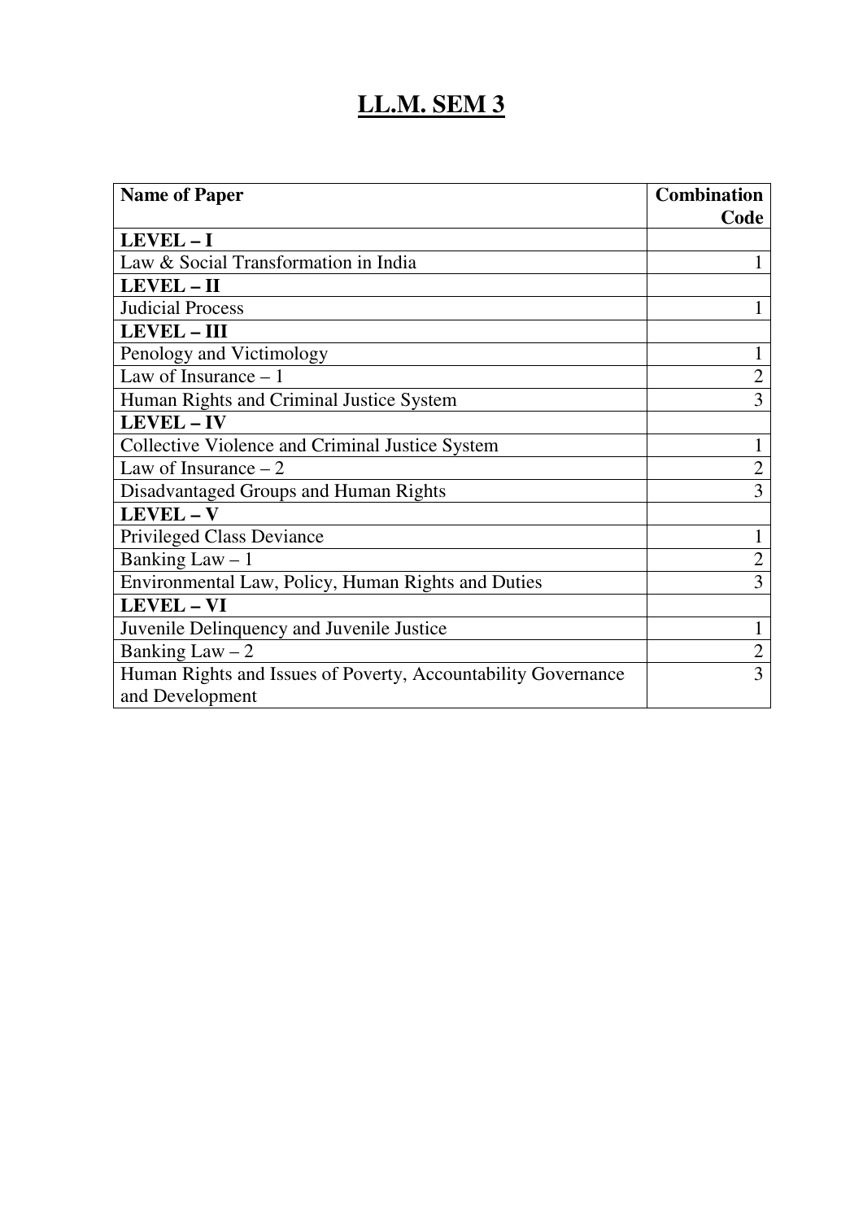# LL.M. SEM 3

| Name of Paper | Combination Code |
|---|---|
| **LEVEL – I** | |
| Law & Social Transformation in India | 1 |
| **LEVEL – II** | |
| Judicial Process | 1 |
| **LEVEL – III** | |
| Penology and Victimology | 1 |
| Law of Insurance – 1 | 2 |
| Human Rights and Criminal Justice System | 3 |
| **LEVEL – IV** | |
| Collective Violence and Criminal Justice System | 1 |
| Law of Insurance – 2 | 2 |
| Disadvantaged Groups and Human Rights | 3 |
| **LEVEL – V** | |
| Privileged Class Deviance | 1 |
| Banking Law – 1 | 2 |
| Environmental Law, Policy, Human Rights and Duties | 3 |
| **LEVEL – VI** | |
| Juvenile Delinquency and Juvenile Justice | 1 |
| Banking Law – 2 | 2 |
| Human Rights and Issues of Poverty, Accountability Governance and Development | 3 |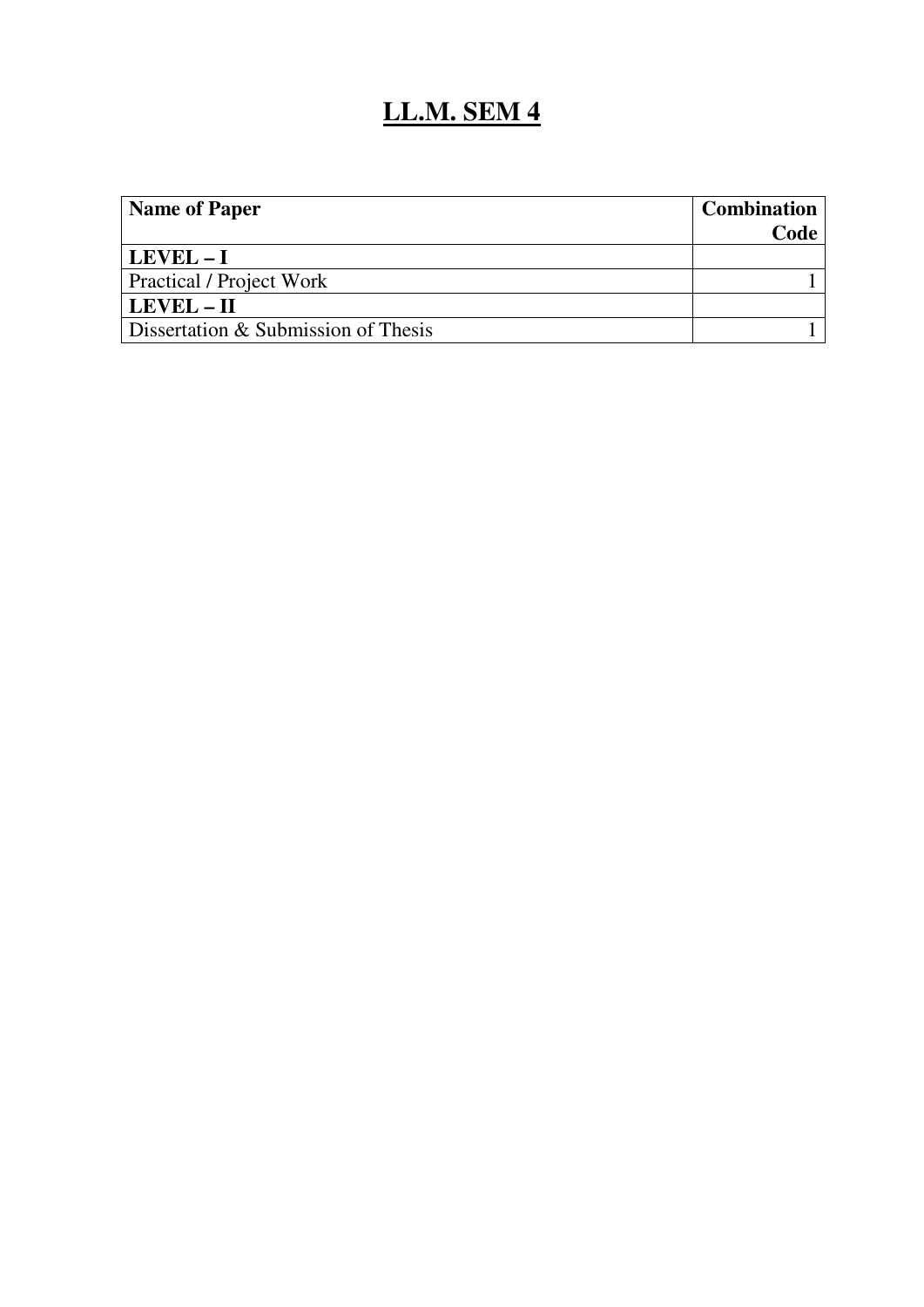# LL.M. SEM 4

| Name of Paper | Combination Code |
|---|---|
| **LEVEL – I** | |
| Practical / Project Work | 1 |
| **LEVEL – II** | |
| Dissertation & Submission of Thesis | 1 |